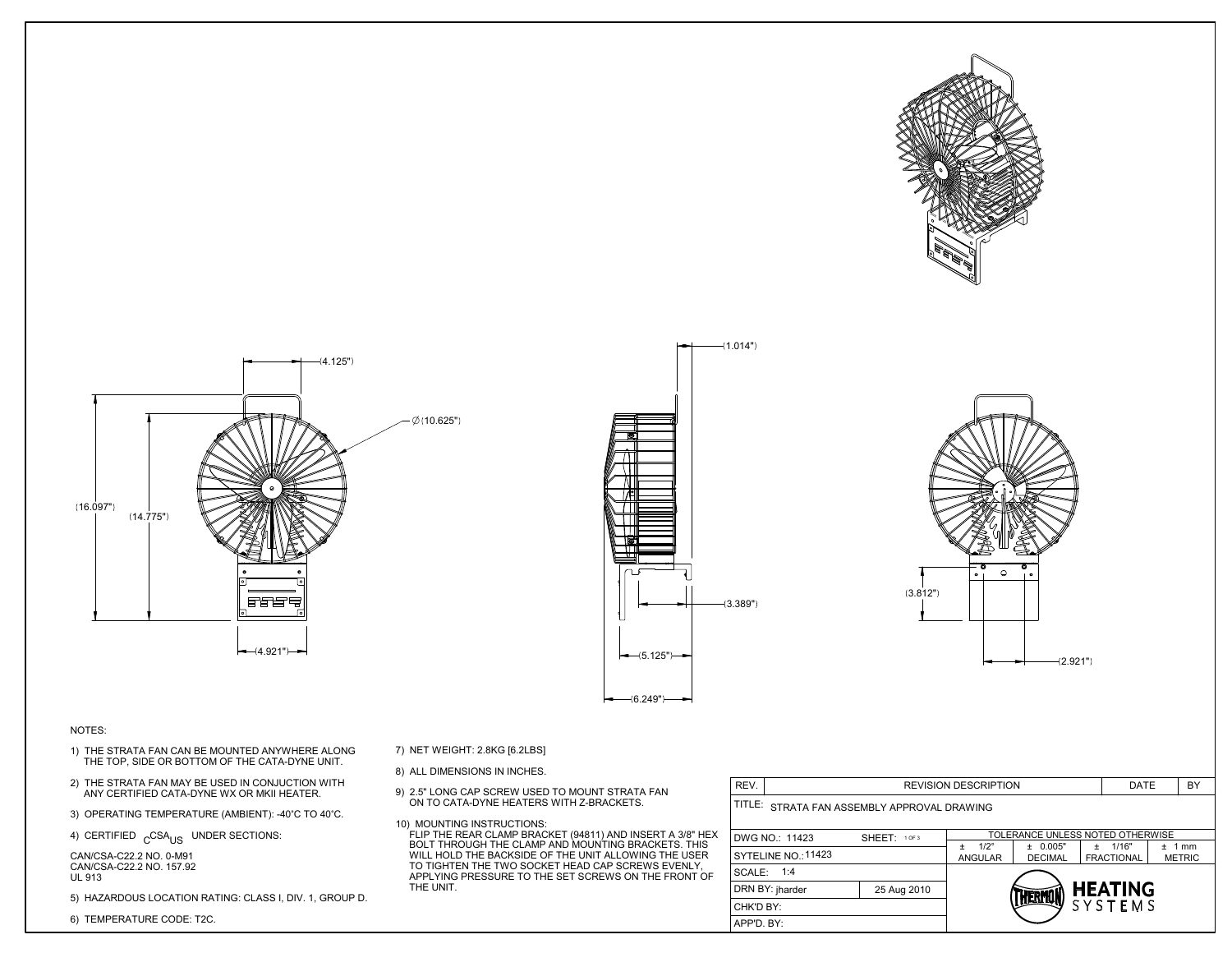(4.125")

∅(10.625")

(16.097")

(14.775")

(4.921")

(1.014")

(3.389")

(5.125")

(6.249")

(3.812")

(2.921")

NOTES:

1) THE STRATA FAN CAN BE MOUNTED ANYWHERE ALONG THE TOP, SIDE OR BOTTOM OF THE CATA-DYNE UNIT.

2) THE STRATA FAN MAY BE USED IN CONJUCTION WITH ANY CERTIFIED CATA-DYNE WX OR MKII HEATER.

3) OPERATING TEMPERATURE (AMBIENT): -40°C TO 40°C.

4) CERTIFIED $_{C}$CSA$_{US}$ UNDER SECTIONS:

CAN/CSA-C22.2 NO. 0-M91
CAN/CSA-C22.2 NO. 157.92
UL 913

5) HAZARDOUS LOCATION RATING: CLASS I, DIV. 1, GROUP D.

6) TEMPERATURE CODE: T2C.

7) NET WEIGHT: 2.8KG [6.2LBS]

8) ALL DIMENSIONS IN INCHES.

9) 2.5" LONG CAP SCREW USED TO MOUNT STRATA FAN ON TO CATA-DYNE HEATERS WITH Z-BRACKETS.

10) MOUNTING INSTRUCTIONS:
FLIP THE REAR CLAMP BRACKET (94811) AND INSERT A 3/8" HEX BOLT THROUGH THE CLAMP AND MOUNTING BRACKETS. THIS WILL HOLD THE BACKSIDE OF THE UNIT ALLOWING THE USER TO TIGHTEN THE TWO SOCKET HEAD CAP SCREWS EVENLY, APPLYING PRESSURE TO THE SET SCREWS ON THE FRONT OF THE UNIT.

| REV. | REVISION DESCRIPTION | DATE | BY |
|---|---|---|---|
| | | | |

TITLE: STRATA FAN ASSEMBLY APPROVAL DRAWING

| DWG NO.: 11423 | SHEET: 1 OF 3 | TOLERANCE UNLESS NOTED OTHERWISE | | | |
|---|---|---|---|---|---|
| SYTELINE NO.: 11423 | | ± 1/2° ANGULAR | ± 0.005" DECIMAL | ± 1/16" FRACTIONAL | ± 1 mm METRIC |
| SCALE: 1:4 | | | | | |
| DRN BY: jharder | 25 Aug 2010 | THERMON HEATING SYSTEMS | | | |
| CHK'D BY: | | | | | |
| APP'D. BY: | | | | | |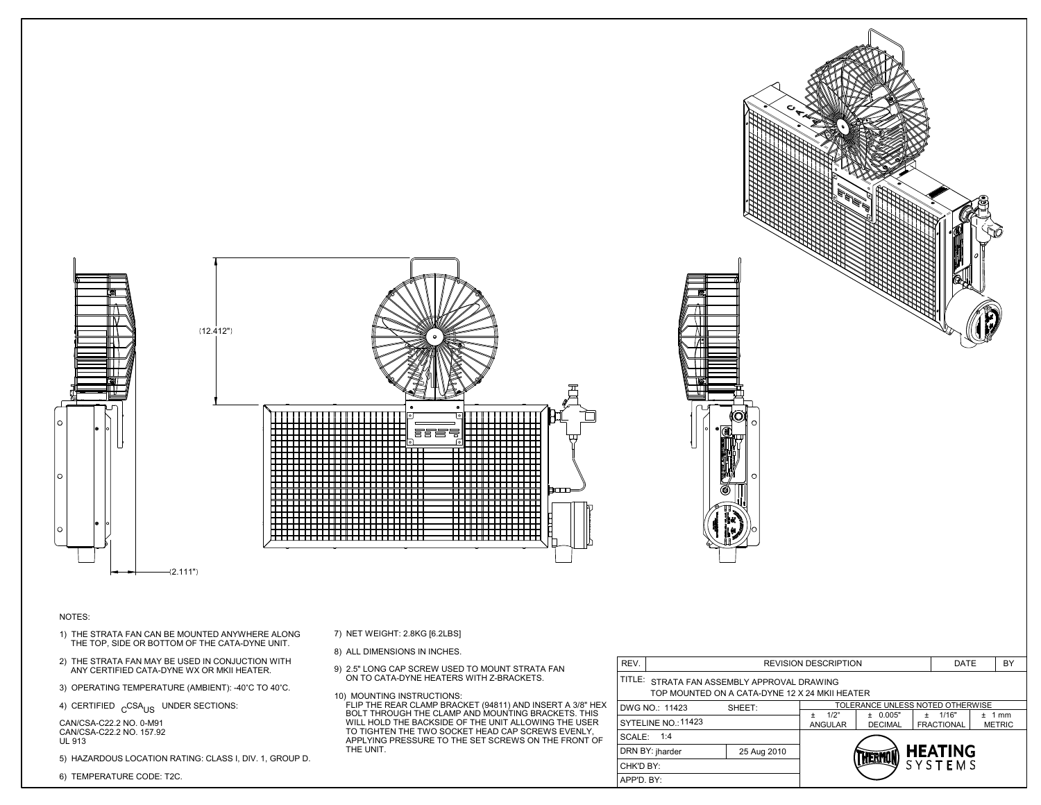(12.412")

(2.111")

NOTES:

1) THE STRATA FAN CAN BE MOUNTED ANYWHERE ALONG THE TOP, SIDE OR BOTTOM OF THE CATA-DYNE UNIT.

2) THE STRATA FAN MAY BE USED IN CONJUCTION WITH ANY CERTIFIED CATA-DYNE WX OR MKII HEATER.

3) OPERATING TEMPERATURE (AMBIENT): -40°C TO 40°C.

4) CERTIFIED $_{C}$CSA$_{US}$ UNDER SECTIONS:

CAN/CSA-C22.2 NO. 0-M91
CAN/CSA-C22.2 NO. 157.92
UL 913

5) HAZARDOUS LOCATION RATING: CLASS I, DIV. 1, GROUP D.

6) TEMPERATURE CODE: T2C.

7) NET WEIGHT: 2.8KG [6.2LBS]

8) ALL DIMENSIONS IN INCHES.

9) 2.5" LONG CAP SCREW USED TO MOUNT STRATA FAN ON TO CATA-DYNE HEATERS WITH Z-BRACKETS.

10) MOUNTING INSTRUCTIONS:
FLIP THE REAR CLAMP BRACKET (94811) AND INSERT A 3/8" HEX BOLT THROUGH THE CLAMP AND MOUNTING BRACKETS. THIS WILL HOLD THE BACKSIDE OF THE UNIT ALLOWING THE USER TO TIGHTEN THE TWO SOCKET HEAD CAP SCREWS EVENLY, APPLYING PRESSURE TO THE SET SCREWS ON THE FRONT OF THE UNIT.

| REV. | REVISION DESCRIPTION | DATE | BY |
|---|---|---|---|
| | | | |

TITLE: STRATA FAN ASSEMBLY APPROVAL DRAWING
TOP MOUNTED ON A CATA-DYNE 12 X 24 MKII HEATER

| DWG NO.: 11423 | SHEET: | TOLERANCE UNLESS NOTED OTHERWISE | | | |
|---|---|---|---|---|---|
| SYTELINE NO.: 11423 | | ± 1/2° ANGULAR | ± 0.005" DECIMAL | ± 1/16" FRACTIONAL | ± 1 mm METRIC |
| SCALE: 1:4 | | | | | |
| DRN BY: jharder | 25 Aug 2010 | | | | |
| CHK'D BY: | | | | | |
| APP'D. BY: | | | | | |

THERMON HEATING SYSTEMS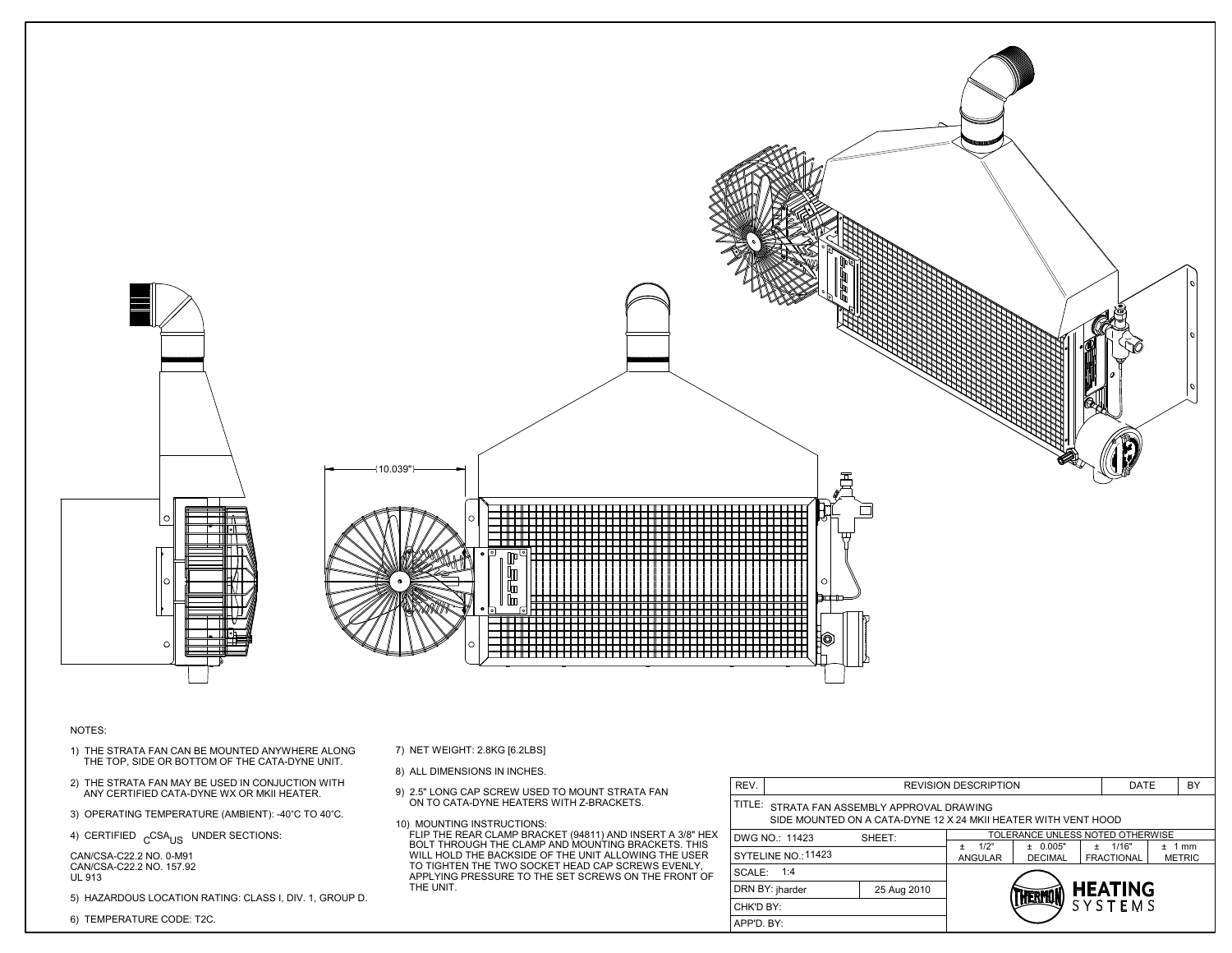10.039"

NOTES:

1) THE STRATA FAN CAN BE MOUNTED ANYWHERE ALONG THE TOP, SIDE OR BOTTOM OF THE CATA-DYNE UNIT.

2) THE STRATA FAN MAY BE USED IN CONJUCTION WITH ANY CERTIFIED CATA-DYNE WX OR MKII HEATER.

3) OPERATING TEMPERATURE (AMBIENT): -40°C TO 40°C.

4) CERTIFIED $_{C}$CSA$_{US}$ UNDER SECTIONS:

CAN/CSA-C22.2 NO. 0-M91
CAN/CSA-C22.2 NO. 157.92
UL 913

5) HAZARDOUS LOCATION RATING: CLASS I, DIV. 1, GROUP D.

6) TEMPERATURE CODE: T2C.

7) NET WEIGHT: 2.8KG [6.2LBS]

8) ALL DIMENSIONS IN INCHES.

9) 2.5" LONG CAP SCREW USED TO MOUNT STRATA FAN ON TO CATA-DYNE HEATERS WITH Z-BRACKETS.

10) MOUNTING INSTRUCTIONS:
FLIP THE REAR CLAMP BRACKET (94811) AND INSERT A 3/8" HEX BOLT THROUGH THE CLAMP AND MOUNTING BRACKETS. THIS WILL HOLD THE BACKSIDE OF THE UNIT ALLOWING THE USER TO TIGHTEN THE TWO SOCKET HEAD CAP SCREWS EVENLY, APPLYING PRESSURE TO THE SET SCREWS ON THE FRONT OF THE UNIT.

| REV. | REVISION DESCRIPTION | | | DATE | BY |
|---|---|---|---|---|---|
| TITLE: STRATA FAN ASSEMBLY APPROVAL DRAWING SIDE MOUNTED ON A CATA-DYNE 12 X 24 MKII HEATER WITH VENT HOOD | | | | | |
| DWG NO.: 11423 | SHEET: | TOLERANCE UNLESS NOTED OTHERWISE | | | |
| SYTELINE NO.: 11423 | | ± 1/2° ANGULAR | ± 0.005" DECIMAL | ± 1/16" FRACTIONAL | ± 1 mm METRIC |
| SCALE: 1:4 | | | | | |
| DRN BY: jharder | 25 Aug 2010 | THERMON HEATING SYSTEMS | | | |
| CHK'D BY: | | | | | |
| APP'D. BY: | | | | | |